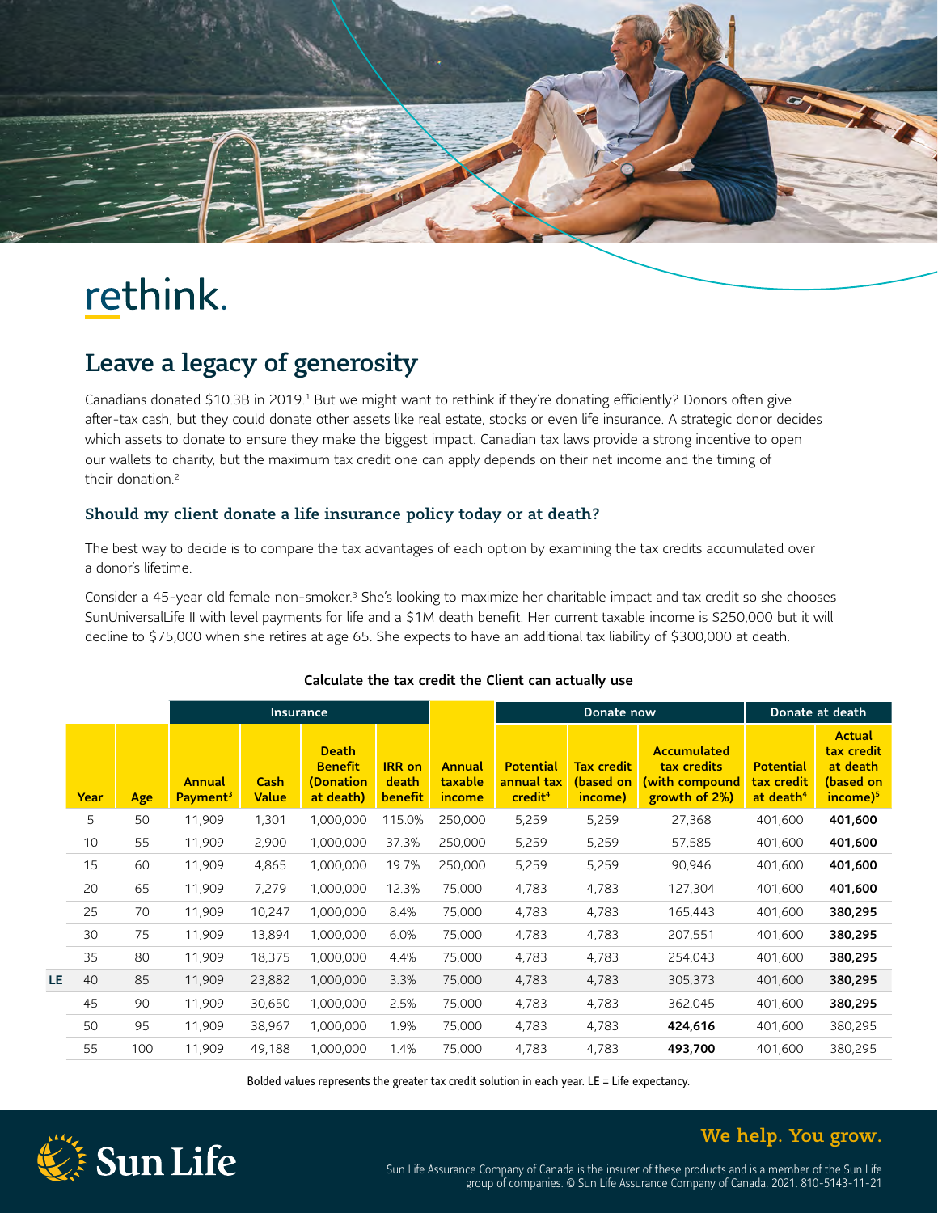# rethink.

## Leave a legacy of generosity

Canadians donated $10.3B in 2019.[1] But we might want to rethink if they're donating efficiently? Donors often give after-tax cash, but they could donate other assets like real estate, stocks or even life insurance. A strategic donor decides which assets to donate to ensure they make the biggest impact. Canadian tax laws provide a strong incentive to open our wallets to charity, but the maximum tax credit one can apply depends on their net income and the timing of their donation.[2]

### Should my client donate a life insurance policy today or at death?

The best way to decide is to compare the tax advantages of each option by examining the tax credits accumulated over a donor's lifetime.

Consider a 45-year old female non-smoker.[3] She's looking to maximize her charitable impact and tax credit so she chooses SunUniversalLife II with level payments for life and a $1M death benefit. Her current taxable income is $250,000 but it will decline to $75,000 when she retires at age 65. She expects to have an additional tax liability of $300,000 at death.

**Calculate the tax credit the Client can actually use**

| | | | Insurance | | | | | Donate now | | | Donate at death | |
|---|---|---|---|---|---|---|---|---|---|---|---|---|
| | Year | Age | Annual Payment[3] | Cash Value | Death Benefit (Donation at death) | IRR on death benefit | Annual taxable income | Potential annual tax credit[4] | Tax credit (based on income) | Accumulated tax credits (with compound growth of 2%) | Potential tax credit at death[4] | Actual tax credit at death (based on income)[5] |
| | 5 | 50 | 11,909 | 1,301 | 1,000,000 | 115.0% | 250,000 | 5,259 | 5,259 | 27,368 | 401,600 | **401,600** |
| | 10 | 55 | 11,909 | 2,900 | 1,000,000 | 37.3% | 250,000 | 5,259 | 5,259 | 57,585 | 401,600 | **401,600** |
| | 15 | 60 | 11,909 | 4,865 | 1,000,000 | 19.7% | 250,000 | 5,259 | 5,259 | 90,946 | 401,600 | **401,600** |
| | 20 | 65 | 11,909 | 7,279 | 1,000,000 | 12.3% | 75,000 | 4,783 | 4,783 | 127,304 | 401,600 | **401,600** |
| | 25 | 70 | 11,909 | 10,247 | 1,000,000 | 8.4% | 75,000 | 4,783 | 4,783 | 165,443 | 401,600 | **380,295** |
| | 30 | 75 | 11,909 | 13,894 | 1,000,000 | 6.0% | 75,000 | 4,783 | 4,783 | 207,551 | 401,600 | **380,295** |
| | 35 | 80 | 11,909 | 18,375 | 1,000,000 | 4.4% | 75,000 | 4,783 | 4,783 | 254,043 | 401,600 | **380,295** |
| LE | 40 | 85 | 11,909 | 23,882 | 1,000,000 | 3.3% | 75,000 | 4,783 | 4,783 | 305,373 | 401,600 | **380,295** |
| | 45 | 90 | 11,909 | 30,650 | 1,000,000 | 2.5% | 75,000 | 4,783 | 4,783 | 362,045 | 401,600 | **380,295** |
| | 50 | 95 | 11,909 | 38,967 | 1,000,000 | 1.9% | 75,000 | 4,783 | 4,783 | **424,616** | 401,600 | 380,295 |
| | 55 | 100 | 11,909 | 49,188 | 1,000,000 | 1.4% | 75,000 | 4,783 | 4,783 | **493,700** | 401,600 | 380,295 |

Bolded values represents the greater tax credit solution in each year. LE = Life expectancy.

We help. You grow.

Sun Life Assurance Company of Canada is the insurer of these products and is a member of the Sun Life group of companies. © Sun Life Assurance Company of Canada, 2021. 810-5143-11-21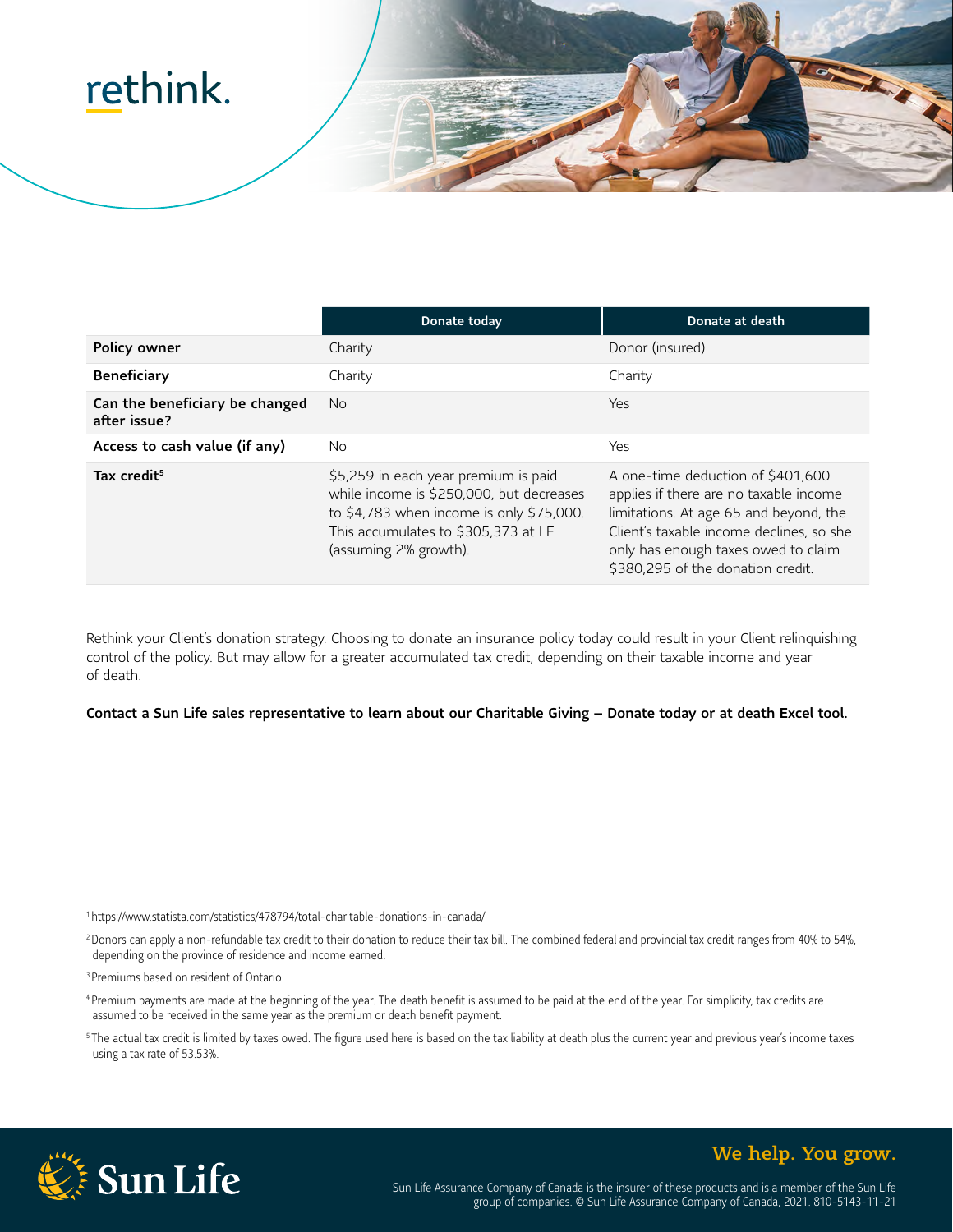# rethink.

| | Donate today | Donate at death |
|---|---|---|
| **Policy owner** | Charity | Donor (insured) |
| **Beneficiary** | Charity | Charity |
| **Can the beneficiary be changed after issue?** | No | Yes |
| **Access to cash value (if any)** | No | Yes |
| **Tax credit**[5] | $5,259 in each year premium is paid while income is $250,000, but decreases to $4,783 when income is only $75,000. This accumulates to $305,373 at LE (assuming 2% growth). | A one-time deduction of $401,600 applies if there are no taxable income limitations. At age 65 and beyond, the Client's taxable income declines, so she only has enough taxes owed to claim $380,295 of the donation credit. |

Rethink your Client's donation strategy. Choosing to donate an insurance policy today could result in your Client relinquishing control of the policy. But may allow for a greater accumulated tax credit, depending on their taxable income and year of death.

**Contact a Sun Life sales representative to learn about our Charitable Giving – Donate today or at death Excel tool.**

[1] https://www.statista.com/statistics/478794/total-charitable-donations-in-canada/

[2] Donors can apply a non-refundable tax credit to their donation to reduce their tax bill. The combined federal and provincial tax credit ranges from 40% to 54%, depending on the province of residence and income earned.

[3] Premiums based on resident of Ontario

[4] Premium payments are made at the beginning of the year. The death benefit is assumed to be paid at the end of the year. For simplicity, tax credits are assumed to be received in the same year as the premium or death benefit payment.

[5] The actual tax credit is limited by taxes owed. The figure used here is based on the tax liability at death plus the current year and previous year's income taxes using a tax rate of 53.53%.

Sun Life

We help. You grow.

Sun Life Assurance Company of Canada is the insurer of these products and is a member of the Sun Life group of companies. © Sun Life Assurance Company of Canada, 2021. 810-5143-11-21